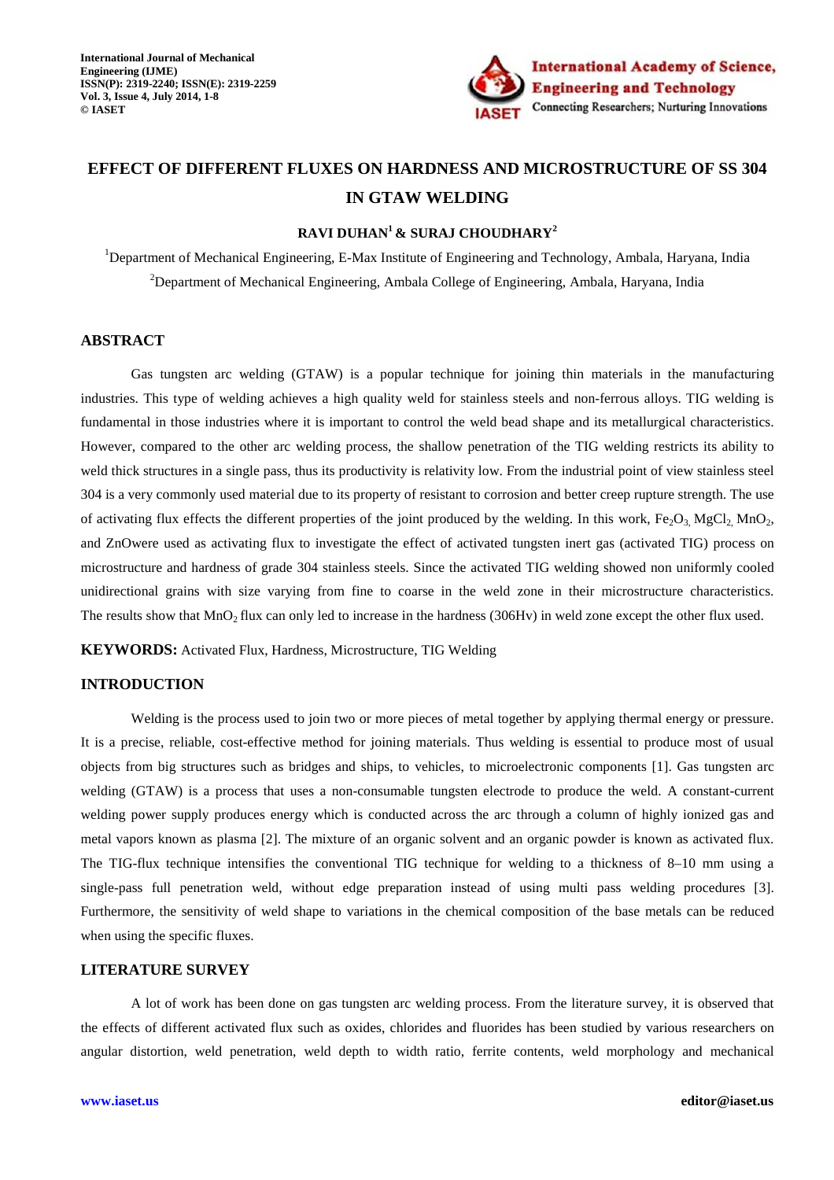# EFFECT OF DIFFERENT FLUXES ON HARDNESS AND MICROSTRUCTURE OF SS 304 IN GTAW WELDING

**RAVI DUHAN[1] & SURAJ CHOUDHARY[2]**

[1]Department of Mechanical Engineering, E-Max Institute of Engineering and Technology, Ambala, Haryana, India

[2]Department of Mechanical Engineering, Ambala College of Engineering, Ambala, Haryana, India

## ABSTRACT

Gas tungsten arc welding (GTAW) is a popular technique for joining thin materials in the manufacturing industries. This type of welding achieves a high quality weld for stainless steels and non-ferrous alloys. TIG welding is fundamental in those industries where it is important to control the weld bead shape and its metallurgical characteristics. However, compared to the other arc welding process, the shallow penetration of the TIG welding restricts its ability to weld thick structures in a single pass, thus its productivity is relativity low. From the industrial point of view stainless steel 304 is a very commonly used material due to its property of resistant to corrosion and better creep rupture strength. The use of activating flux effects the different properties of the joint produced by the welding. In this work, $Fe_2O_3$, $MgCl_2$, $MnO_2$, and ZnOwere used as activating flux to investigate the effect of activated tungsten inert gas (activated TIG) process on microstructure and hardness of grade 304 stainless steels. Since the activated TIG welding showed non uniformly cooled unidirectional grains with size varying from fine to coarse in the weld zone in their microstructure characteristics. The results show that $MnO_2$ flux can only led to increase in the hardness (306Hv) in weld zone except the other flux used.

**KEYWORDS:** Activated Flux, Hardness, Microstructure, TIG Welding

## INTRODUCTION

Welding is the process used to join two or more pieces of metal together by applying thermal energy or pressure. It is a precise, reliable, cost-effective method for joining materials. Thus welding is essential to produce most of usual objects from big structures such as bridges and ships, to vehicles, to microelectronic components [1]. Gas tungsten arc welding (GTAW) is a process that uses a non-consumable tungsten electrode to produce the weld. A constant-current welding power supply produces energy which is conducted across the arc through a column of highly ionized gas and metal vapors known as plasma [2]. The mixture of an organic solvent and an organic powder is known as activated flux. The TIG-flux technique intensifies the conventional TIG technique for welding to a thickness of 8–10 mm using a single-pass full penetration weld, without edge preparation instead of using multi pass welding procedures [3]. Furthermore, the sensitivity of weld shape to variations in the chemical composition of the base metals can be reduced when using the specific fluxes.

## LITERATURE SURVEY

A lot of work has been done on gas tungsten arc welding process. From the literature survey, it is observed that the effects of different activated flux such as oxides, chlorides and fluorides has been studied by various researchers on angular distortion, weld penetration, weld depth to width ratio, ferrite contents, weld morphology and mechanical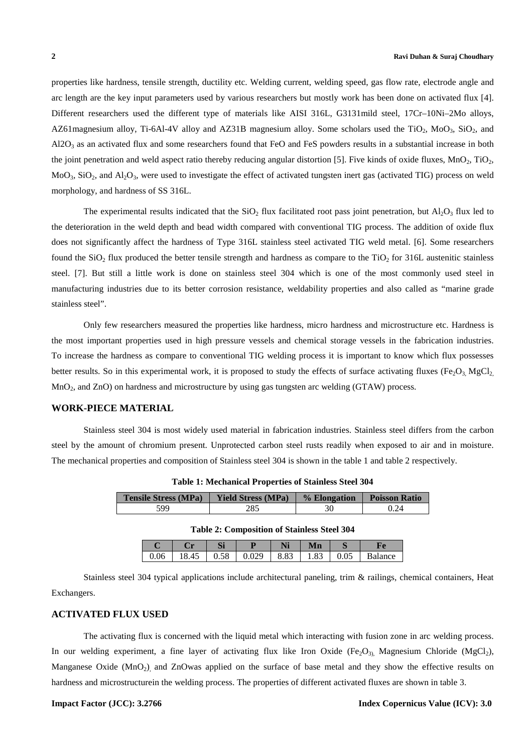properties like hardness, tensile strength, ductility etc. Welding current, welding speed, gas flow rate, electrode angle and arc length are the key input parameters used by various researchers but mostly work has been done on activated flux [4]. Different researchers used the different type of materials like AISI 316L, G3131mild steel, 17Cr–10Ni–2Mo alloys, AZ61magnesium alloy, Ti-6Al-4V alloy and AZ31B magnesium alloy. Some scholars used the $TiO_2$, $MoO_3$, $SiO_2$, and $Al2O_3$ as an activated flux and some researchers found that FeO and FeS powders results in a substantial increase in both the joint penetration and weld aspect ratio thereby reducing angular distortion [5]. Five kinds of oxide fluxes, $MnO_2$, $TiO_2$, $MoO_3$, $SiO_2$, and $Al_2O_3$, were used to investigate the effect of activated tungsten inert gas (activated TIG) process on weld morphology, and hardness of SS 316L.

The experimental results indicated that the $SiO_2$ flux facilitated root pass joint penetration, but $Al_2O_3$ flux led to the deterioration in the weld depth and bead width compared with conventional TIG process. The addition of oxide flux does not significantly affect the hardness of Type 316L stainless steel activated TIG weld metal. [6]. Some researchers found the $SiO_2$ flux produced the better tensile strength and hardness as compare to the $TiO_2$ for 316L austenitic stainless steel. [7]. But still a little work is done on stainless steel 304 which is one of the most commonly used steel in manufacturing industries due to its better corrosion resistance, weldability properties and also called as "marine grade stainless steel".

Only few researchers measured the properties like hardness, micro hardness and microstructure etc. Hardness is the most important properties used in high pressure vessels and chemical storage vessels in the fabrication industries. To increase the hardness as compare to conventional TIG welding process it is important to know which flux possesses better results. So in this experimental work, it is proposed to study the effects of surface activating fluxes ($Fe_2O_3$, $MgCl_2$, $MnO_2$, and ZnO) on hardness and microstructure by using gas tungsten arc welding (GTAW) process.

## WORK-PIECE MATERIAL

Stainless steel 304 is most widely used material in fabrication industries. Stainless steel differs from the carbon steel by the amount of chromium present. Unprotected carbon steel rusts readily when exposed to air and in moisture. The mechanical properties and composition of Stainless steel 304 is shown in the table 1 and table 2 respectively.

**Table 1: Mechanical Properties of Stainless Steel 304**

| Tensile Stress (MPa) | Yield Stress (MPa) | % Elongation | Poisson Ratio |
|---|---|---|---|
| 599 | 285 | 30 | 0.24 |

**Table 2: Composition of Stainless Steel 304**

| C | Cr | Si | P | Ni | Mn | S | Fe |
|---|---|---|---|---|---|---|---|
| 0.06 | 18.45 | 0.58 | 0.029 | 8.83 | 1.83 | 0.05 | Balance |

Stainless steel 304 typical applications include architectural paneling, trim & railings, chemical containers, Heat Exchangers.

## ACTIVATED FLUX USED

The activating flux is concerned with the liquid metal which interacting with fusion zone in arc welding process. In our welding experiment, a fine layer of activating flux like Iron Oxide ($Fe_2O_3$), Magnesium Chloride ($MgCl_2$), Manganese Oxide ($MnO_2$), and ZnOwas applied on the surface of base metal and they show the effective results on hardness and microstructurein the welding process. The properties of different activated fluxes are shown in table 3.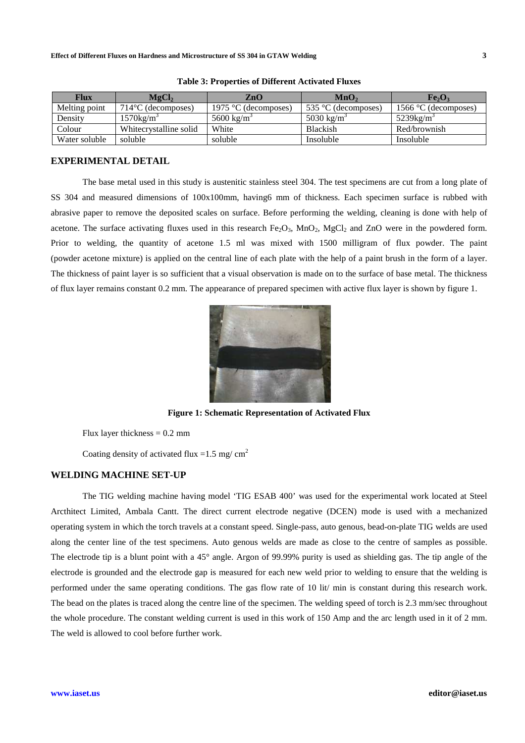**Table 3: Properties of Different Activated Fluxes**

| Flux | $MgCl_2$ | ZnO | $MnO_2$ | $Fe_2O_3$ |
|---|---|---|---|---|
| Melting point | 714°C (decomposes) | 1975 °C (decomposes) | 535 °C (decomposes) | 1566 °C (decomposes) |
| Density | 1570kg/m$^3$ | 5600 kg/m$^3$ | 5030 kg/m$^3$ | 5239kg/m$^3$ |
| Colour | Whitecrystalline solid | White | Blackish | Red/brownish |
| Water soluble | soluble | soluble | Insoluble | Insoluble |

## EXPERIMENTAL DETAIL

The base metal used in this study is austenitic stainless steel 304. The test specimens are cut from a long plate of SS 304 and measured dimensions of 100x100mm, having6 mm of thickness. Each specimen surface is rubbed with abrasive paper to remove the deposited scales on surface. Before performing the welding, cleaning is done with help of acetone. The surface activating fluxes used in this research $Fe_2O_3$, $MnO_2$, $MgCl_2$ and ZnO were in the powdered form. Prior to welding, the quantity of acetone 1.5 ml was mixed with 1500 milligram of flux powder. The paint (powder acetone mixture) is applied on the central line of each plate with the help of a paint brush in the form of a layer. The thickness of paint layer is so sufficient that a visual observation is made on to the surface of base metal. The thickness of flux layer remains constant 0.2 mm. The appearance of prepared specimen with active flux layer is shown by figure 1.

**Figure 1: Schematic Representation of Activated Flux**

Flux layer thickness = 0.2 mm

Coating density of activated flux =1.5 mg/ cm$^2$

## WELDING MACHINE SET-UP

The TIG welding machine having model 'TIG ESAB 400' was used for the experimental work located at Steel Arcthitect Limited, Ambala Cantt. The direct current electrode negative (DCEN) mode is used with a mechanized operating system in which the torch travels at a constant speed. Single-pass, auto genous, bead-on-plate TIG welds are used along the center line of the test specimens. Auto genous welds are made as close to the centre of samples as possible. The electrode tip is a blunt point with a 45° angle. Argon of 99.99% purity is used as shielding gas. The tip angle of the electrode is grounded and the electrode gap is measured for each new weld prior to welding to ensure that the welding is performed under the same operating conditions. The gas flow rate of 10 lit/ min is constant during this research work. The bead on the plates is traced along the centre line of the specimen. The welding speed of torch is 2.3 mm/sec throughout the whole procedure. The constant welding current is used in this work of 150 Amp and the arc length used in it of 2 mm. The weld is allowed to cool before further work.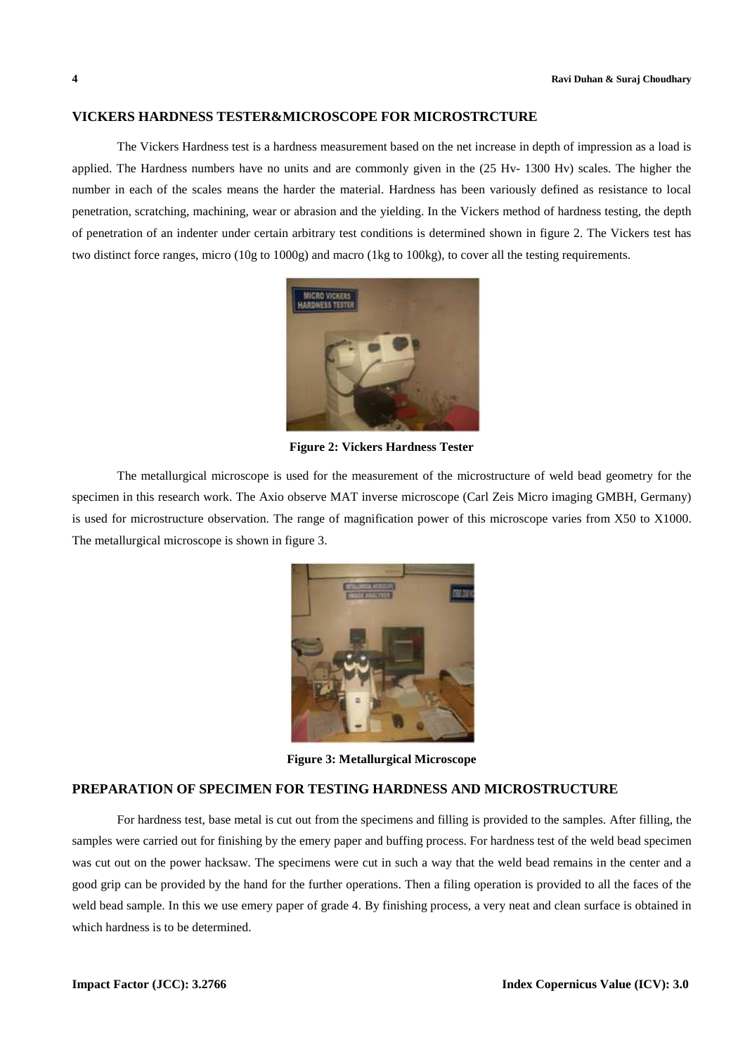## VICKERS HARDNESS TESTER&MICROSCOPE FOR MICROSTRCTURE

The Vickers Hardness test is a hardness measurement based on the net increase in depth of impression as a load is applied. The Hardness numbers have no units and are commonly given in the (25 Hv- 1300 Hv) scales. The higher the number in each of the scales means the harder the material. Hardness has been variously defined as resistance to local penetration, scratching, machining, wear or abrasion and the yielding. In the Vickers method of hardness testing, the depth of penetration of an indenter under certain arbitrary test conditions is determined shown in figure 2. The Vickers test has two distinct force ranges, micro (10g to 1000g) and macro (1kg to 100kg), to cover all the testing requirements.

**Figure 2: Vickers Hardness Tester**

The metallurgical microscope is used for the measurement of the microstructure of weld bead geometry for the specimen in this research work. The Axio observe MAT inverse microscope (Carl Zeis Micro imaging GMBH, Germany) is used for microstructure observation. The range of magnification power of this microscope varies from X50 to X1000. The metallurgical microscope is shown in figure 3.

**Figure 3: Metallurgical Microscope**

## PREPARATION OF SPECIMEN FOR TESTING HARDNESS AND MICROSTRUCTURE

For hardness test, base metal is cut out from the specimens and filling is provided to the samples. After filling, the samples were carried out for finishing by the emery paper and buffing process. For hardness test of the weld bead specimen was cut out on the power hacksaw. The specimens were cut in such a way that the weld bead remains in the center and a good grip can be provided by the hand for the further operations. Then a filing operation is provided to all the faces of the weld bead sample. In this we use emery paper of grade 4. By finishing process, a very neat and clean surface is obtained in which hardness is to be determined.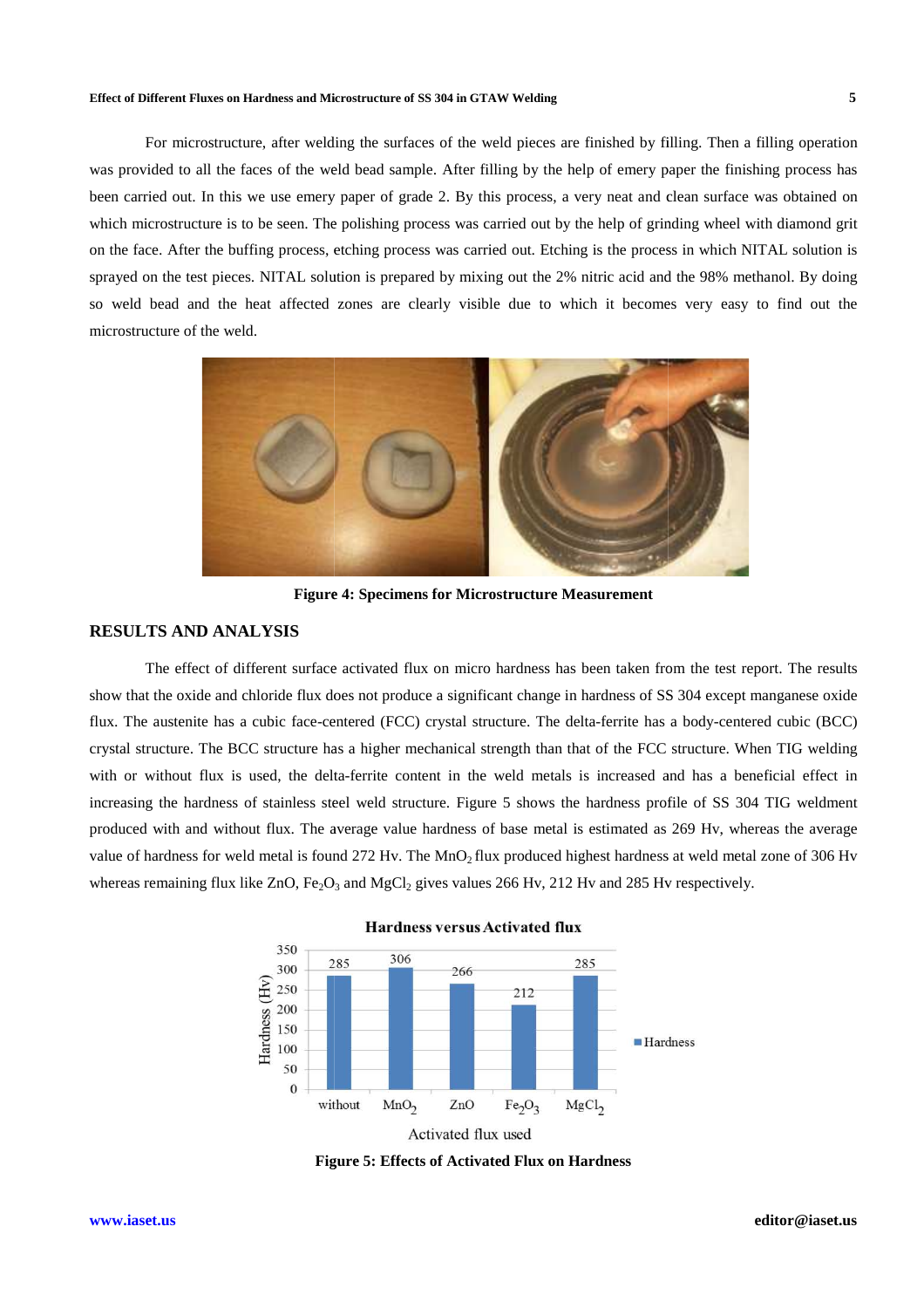For microstructure, after welding the surfaces of the weld pieces are finished by filling. Then a filling operation was provided to all the faces of the weld bead sample. After filling by the help of emery paper the finishing process has been carried out. In this we use emery paper of grade 2. By this process, a very neat and clean surface was obtained on which microstructure is to be seen. The polishing process was carried out by the help of grinding wheel with diamond grit on the face. After the buffing process, etching process was carried out. Etching is the process in which NITAL solution is sprayed on the test pieces. NITAL solution is prepared by mixing out the 2% nitric acid and the 98% methanol. By doing so weld bead and the heat affected zones are clearly visible due to which it becomes very easy to find out the microstructure of the weld.

**Figure 4: Specimens for Microstructure Measurement**

## RESULTS AND ANALYSIS

The effect of different surface activated flux on micro hardness has been taken from the test report. The results show that the oxide and chloride flux does not produce a significant change in hardness of SS 304 except manganese oxide flux. The austenite has a cubic face-centered (FCC) crystal structure. The delta-ferrite has a body-centered cubic (BCC) crystal structure. The BCC structure has a higher mechanical strength than that of the FCC structure. When TIG welding with or without flux is used, the delta-ferrite content in the weld metals is increased and has a beneficial effect in increasing the hardness of stainless steel weld structure. Figure 5 shows the hardness profile of SS 304 TIG weldment produced with and without flux. The average value hardness of base metal is estimated as 269 Hv, whereas the average value of hardness for weld metal is found 272 Hv. The $MnO_2$ flux produced highest hardness at weld metal zone of 306 Hv whereas remaining flux like ZnO, $Fe_2O_3$ and $MgCl_2$ gives values 266 Hv, 212 Hv and 285 Hv respectively.

**Figure 5: Effects of Activated Flux on Hardness**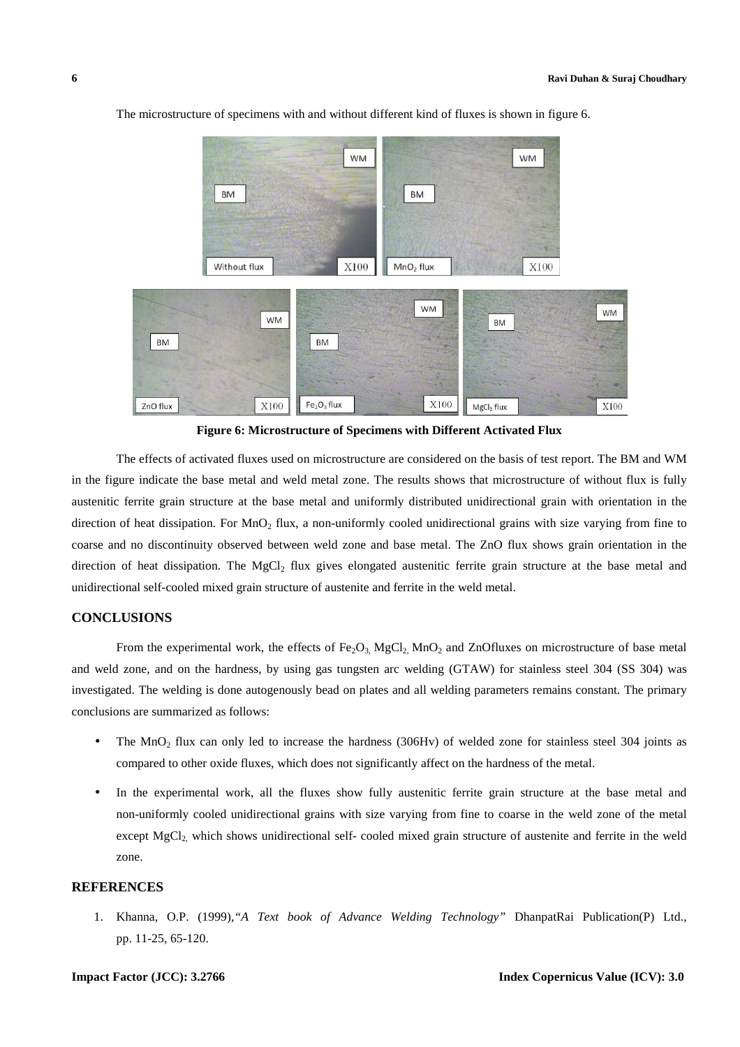The microstructure of specimens with and without different kind of fluxes is shown in figure 6.

**Figure 6: Microstructure of Specimens with Different Activated Flux**

The effects of activated fluxes used on microstructure are considered on the basis of test report. The BM and WM in the figure indicate the base metal and weld metal zone. The results shows that microstructure of without flux is fully austenitic ferrite grain structure at the base metal and uniformly distributed unidirectional grain with orientation in the direction of heat dissipation. For $MnO_2$ flux, a non-uniformly cooled unidirectional grains with size varying from fine to coarse and no discontinuity observed between weld zone and base metal. The ZnO flux shows grain orientation in the direction of heat dissipation. The $MgCl_2$ flux gives elongated austenitic ferrite grain structure at the base metal and unidirectional self-cooled mixed grain structure of austenite and ferrite in the weld metal.

## CONCLUSIONS

From the experimental work, the effects of $Fe_2O_3$, $MgCl_2$, $MnO_2$ and ZnOfluxes on microstructure of base metal and weld zone, and on the hardness, by using gas tungsten arc welding (GTAW) for stainless steel 304 (SS 304) was investigated. The welding is done autogenously bead on plates and all welding parameters remains constant. The primary conclusions are summarized as follows:

- The $MnO_2$ flux can only led to increase the hardness (306Hv) of welded zone for stainless steel 304 joints as compared to other oxide fluxes, which does not significantly affect on the hardness of the metal.
- In the experimental work, all the fluxes show fully austenitic ferrite grain structure at the base metal and non-uniformly cooled unidirectional grains with size varying from fine to coarse in the weld zone of the metal except $MgCl_2$, which shows unidirectional self- cooled mixed grain structure of austenite and ferrite in the weld zone.

## REFERENCES

1. Khanna, O.P. (1999),*"A Text book of Advance Welding Technology"* DhanpatRai Publication(P) Ltd., pp. 11-25, 65-120.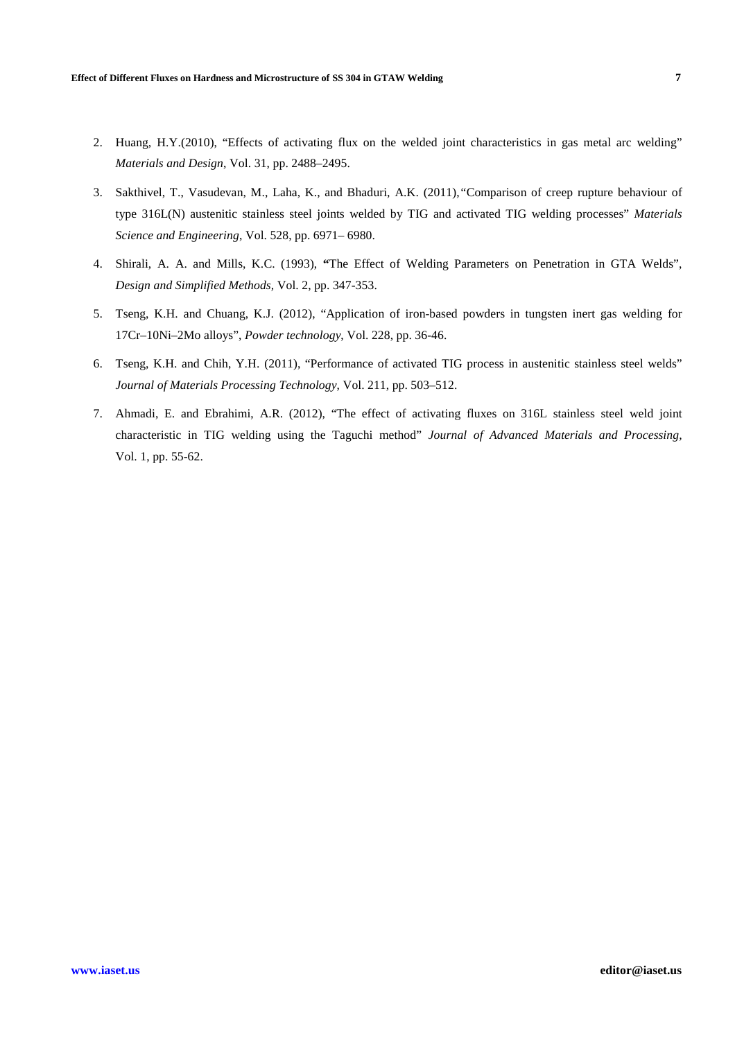2. Huang, H.Y.(2010), "Effects of activating flux on the welded joint characteristics in gas metal arc welding" *Materials and Design*, Vol. 31, pp. 2488–2495.
3. Sakthivel, T., Vasudevan, M., Laha, K., and Bhaduri, A.K. (2011),"Comparison of creep rupture behaviour of type 316L(N) austenitic stainless steel joints welded by TIG and activated TIG welding processes" *Materials Science and Engineering*, Vol. 528, pp. 6971– 6980.
4. Shirali, A. A. and Mills, K.C. (1993), **"**The Effect of Welding Parameters on Penetration in GTA Welds", *Design and Simplified Methods*, Vol. 2, pp. 347-353.
5. Tseng, K.H. and Chuang, K.J. (2012), "Application of iron-based powders in tungsten inert gas welding for 17Cr–10Ni–2Mo alloys", *Powder technology*, Vol. 228, pp. 36-46.
6. Tseng, K.H. and Chih, Y.H. (2011), "Performance of activated TIG process in austenitic stainless steel welds" *Journal of Materials Processing Technology*, Vol. 211, pp. 503–512.
7. Ahmadi, E. and Ebrahimi, A.R. (2012), "The effect of activating fluxes on 316L stainless steel weld joint characteristic in TIG welding using the Taguchi method" *Journal of Advanced Materials and Processing,* Vol. 1, pp. 55-62.